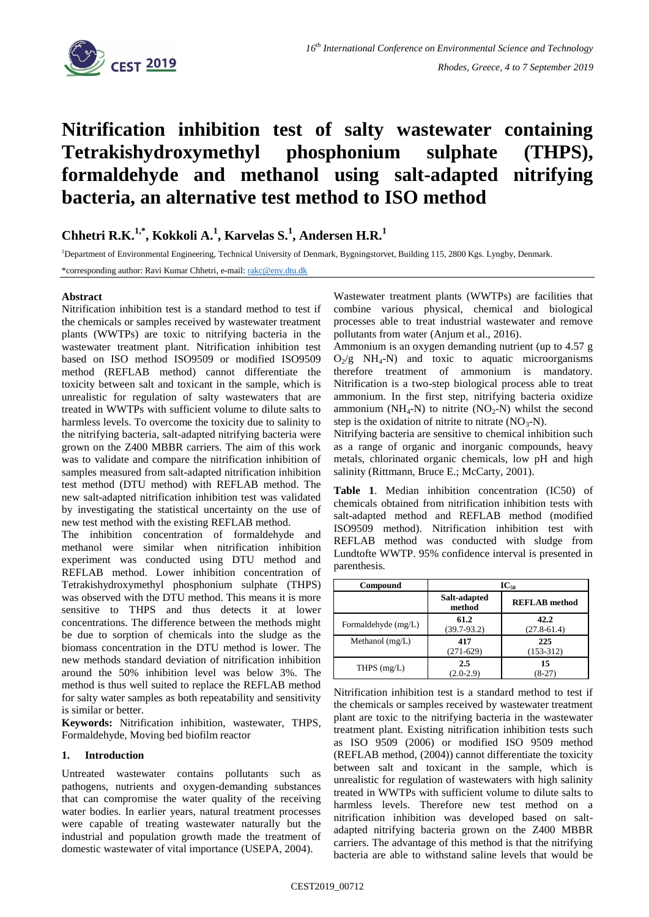# Nitrification inhibition test of salty wastewater containing Tetrakishydroxymethyl phosphonium sulphate (THPS), formaldehyde and methanol using salt-adapted nitrifying bacteria, an alternative test method to ISO method

## Chhetri R.K.[1,*], Kokkoli A.[1], Karvelas S.[1], Andersen H.R.[1]

[1]Department of Environmental Engineering, Technical University of Denmark, Bygningstorvet, Building 115, 2800 Kgs. Lyngby, Denmark.

*corresponding author: Ravi Kumar Chhetri, e-mail: rakc@env.dtu.dk

### Abstract

Nitrification inhibition test is a standard method to test if the chemicals or samples received by wastewater treatment plants (WWTPs) are toxic to nitrifying bacteria in the wastewater treatment plant. Nitrification inhibition test based on ISO method ISO9509 or modified ISO9509 method (REFLAB method) cannot differentiate the toxicity between salt and toxicant in the sample, which is unrealistic for regulation of salty wastewaters that are treated in WWTPs with sufficient volume to dilute salts to harmless levels. To overcome the toxicity due to salinity to the nitrifying bacteria, salt-adapted nitrifying bacteria were grown on the Z400 MBBR carriers. The aim of this work was to validate and compare the nitrification inhibition of samples measured from salt-adapted nitrification inhibition test method (DTU method) with REFLAB method. The new salt-adapted nitrification inhibition test was validated by investigating the statistical uncertainty on the use of new test method with the existing REFLAB method.

The inhibition concentration of formaldehyde and methanol were similar when nitrification inhibition experiment was conducted using DTU method and REFLAB method. Lower inhibition concentration of Tetrakishydroxymethyl phosphonium sulphate (THPS) was observed with the DTU method. This means it is more sensitive to THPS and thus detects it at lower concentrations. The difference between the methods might be due to sorption of chemicals into the sludge as the biomass concentration in the DTU method is lower. The new methods standard deviation of nitrification inhibition around the 50% inhibition level was below 3%. The method is thus well suited to replace the REFLAB method for salty water samples as both repeatability and sensitivity is similar or better.

**Keywords:** Nitrification inhibition, wastewater, THPS, Formaldehyde, Moving bed biofilm reactor

### 1. Introduction

Untreated wastewater contains pollutants such as pathogens, nutrients and oxygen-demanding substances that can compromise the water quality of the receiving water bodies. In earlier years, natural treatment processes were capable of treating wastewater naturally but the industrial and population growth made the treatment of domestic wastewater of vital importance (USEPA, 2004).

Wastewater treatment plants (WWTPs) are facilities that combine various physical, chemical and biological processes able to treat industrial wastewater and remove pollutants from water (Anjum et al., 2016).

Ammonium is an oxygen demanding nutrient (up to 4.57 g $O_2$/g $NH_4$-N) and toxic to aquatic microorganisms therefore treatment of ammonium is mandatory. Nitrification is a two-step biological process able to treat ammonium. In the first step, nitrifying bacteria oxidize ammonium ($NH_4$-N) to nitrite ($NO_2$-N) whilst the second step is the oxidation of nitrite to nitrate ($NO_3$-N).

Nitrifying bacteria are sensitive to chemical inhibition such as a range of organic and inorganic compounds, heavy metals, chlorinated organic chemicals, low pH and high salinity (Rittmann, Bruce E.; McCarty, 2001).

**Table 1**. Median inhibition concentration (IC50) of chemicals obtained from nitrification inhibition tests with salt-adapted method and REFLAB method (modified ISO9509 method). Nitrification inhibition test with REFLAB method was conducted with sludge from Lundtofte WWTP. 95% confidence interval is presented in parenthesis.

| Compound | $IC_{50}$ | |
|---|---|---|
| | **Salt-adapted method** | **REFLAB method** |
| Formaldehyde (mg/L) | **61.2** (39.7-93.2) | **42.2** (27.8-61.4) |
| Methanol (mg/L) | **417** (271-629) | **225** (153-312) |
| THPS (mg/L) | **2.5** (2.0-2.9) | **15** (8-27) |

Nitrification inhibition test is a standard method to test if the chemicals or samples received by wastewater treatment plant are toxic to the nitrifying bacteria in the wastewater treatment plant. Existing nitrification inhibition tests such as ISO 9509 (2006) or modified ISO 9509 method (REFLAB method, (2004)) cannot differentiate the toxicity between salt and toxicant in the sample, which is unrealistic for regulation of wastewaters with high salinity treated in WWTPs with sufficient volume to dilute salts to harmless levels. Therefore new test method on a nitrification inhibition was developed based on salt-adapted nitrifying bacteria grown on the Z400 MBBR carriers. The advantage of this method is that the nitrifying bacteria are able to withstand saline levels that would be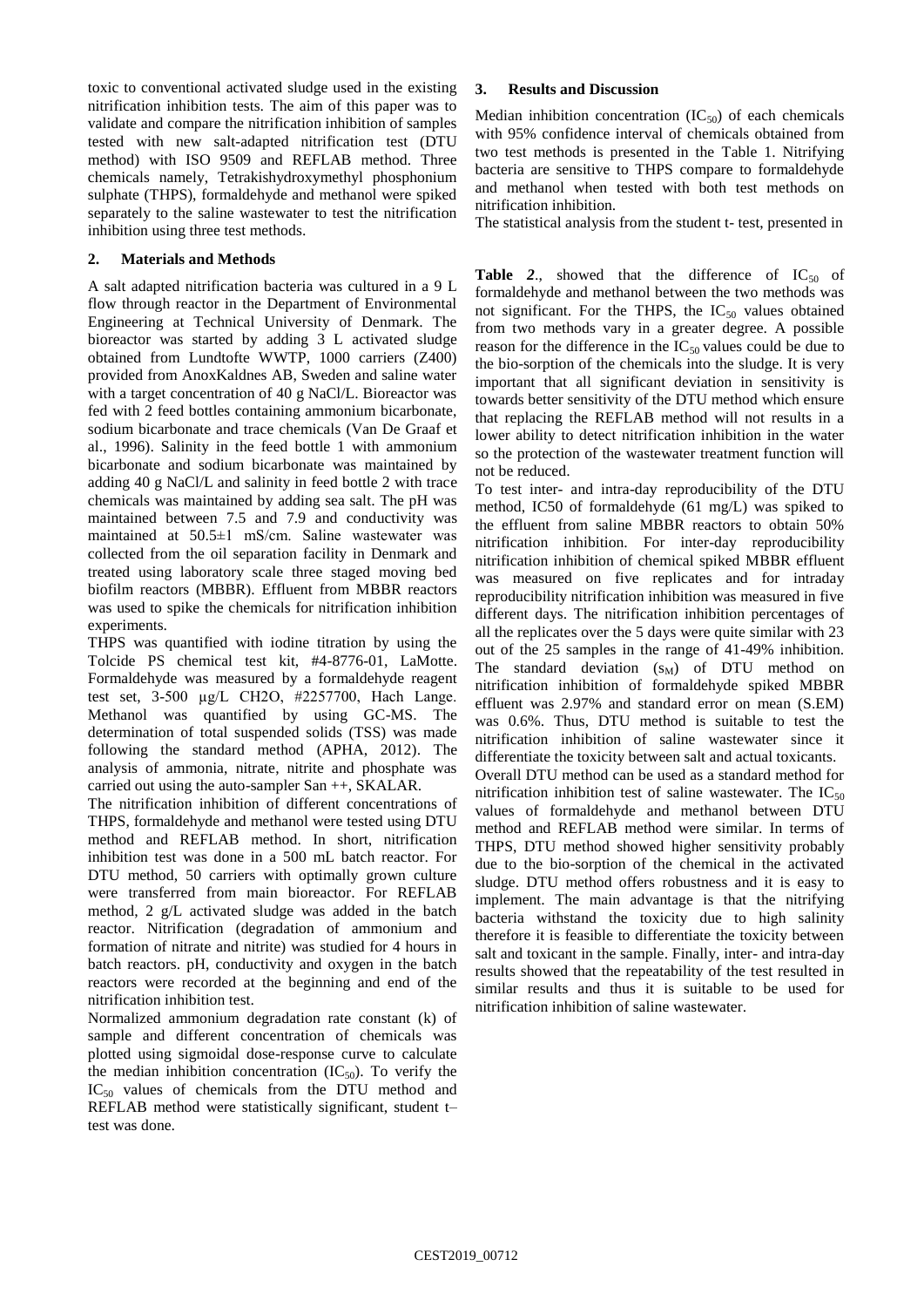toxic to conventional activated sludge used in the existing nitrification inhibition tests. The aim of this paper was to validate and compare the nitrification inhibition of samples tested with new salt-adapted nitrification test (DTU method) with ISO 9509 and REFLAB method. Three chemicals namely, Tetrakishydroxymethyl phosphonium sulphate (THPS), formaldehyde and methanol were spiked separately to the saline wastewater to test the nitrification inhibition using three test methods.

## 2. Materials and Methods

A salt adapted nitrification bacteria was cultured in a 9 L flow through reactor in the Department of Environmental Engineering at Technical University of Denmark. The bioreactor was started by adding 3 L activated sludge obtained from Lundtofte WWTP, 1000 carriers (Z400) provided from AnoxKaldnes AB, Sweden and saline water with a target concentration of 40 g NaCl/L. Bioreactor was fed with 2 feed bottles containing ammonium bicarbonate, sodium bicarbonate and trace chemicals (Van De Graaf et al., 1996). Salinity in the feed bottle 1 with ammonium bicarbonate and sodium bicarbonate was maintained by adding 40 g NaCl/L and salinity in feed bottle 2 with trace chemicals was maintained by adding sea salt. The pH was maintained between 7.5 and 7.9 and conductivity was maintained at 50.5±1 mS/cm. Saline wastewater was collected from the oil separation facility in Denmark and treated using laboratory scale three staged moving bed biofilm reactors (MBBR). Effluent from MBBR reactors was used to spike the chemicals for nitrification inhibition experiments.

THPS was quantified with iodine titration by using the Tolcide PS chemical test kit, #4-8776-01, LaMotte. Formaldehyde was measured by a formaldehyde reagent test set, 3-500 µg/L CH2O, #2257700, Hach Lange. Methanol was quantified by using GC-MS. The determination of total suspended solids (TSS) was made following the standard method (APHA, 2012). The analysis of ammonia, nitrate, nitrite and phosphate was carried out using the auto-sampler San ++, SKALAR.

The nitrification inhibition of different concentrations of THPS, formaldehyde and methanol were tested using DTU method and REFLAB method. In short, nitrification inhibition test was done in a 500 mL batch reactor. For DTU method, 50 carriers with optimally grown culture were transferred from main bioreactor. For REFLAB method, 2 g/L activated sludge was added in the batch reactor. Nitrification (degradation of ammonium and formation of nitrate and nitrite) was studied for 4 hours in batch reactors. pH, conductivity and oxygen in the batch reactors were recorded at the beginning and end of the nitrification inhibition test.

Normalized ammonium degradation rate constant (k) of sample and different concentration of chemicals was plotted using sigmoidal dose-response curve to calculate the median inhibition concentration ($IC_{50}$). To verify the $IC_{50}$ values of chemicals from the DTU method and REFLAB method were statistically significant, student t–test was done.

## 3. Results and Discussion

Median inhibition concentration ($IC_{50}$) of each chemicals with 95% confidence interval of chemicals obtained from two test methods is presented in the Table 1. Nitrifying bacteria are sensitive to THPS compare to formaldehyde and methanol when tested with both test methods on nitrification inhibition.

The statistical analysis from the student t- test, presented in **Table *2*.**, showed that the difference of $IC_{50}$ of formaldehyde and methanol between the two methods was not significant. For the THPS, the $IC_{50}$ values obtained from two methods vary in a greater degree. A possible reason for the difference in the $IC_{50}$ values could be due to the bio-sorption of the chemicals into the sludge. It is very important that all significant deviation in sensitivity is towards better sensitivity of the DTU method which ensure that replacing the REFLAB method will not results in a lower ability to detect nitrification inhibition in the water so the protection of the wastewater treatment function will not be reduced.

To test inter- and intra-day reproducibility of the DTU method, IC50 of formaldehyde (61 mg/L) was spiked to the effluent from saline MBBR reactors to obtain 50% nitrification inhibition. For inter-day reproducibility nitrification inhibition of chemical spiked MBBR effluent was measured on five replicates and for intraday reproducibility nitrification inhibition was measured in five different days. The nitrification inhibition percentages of all the replicates over the 5 days were quite similar with 23 out of the 25 samples in the range of 41-49% inhibition. The standard deviation ($s_M$) of DTU method on nitrification inhibition of formaldehyde spiked MBBR effluent was 2.97% and standard error on mean (S.EM) was 0.6%. Thus, DTU method is suitable to test the nitrification inhibition of saline wastewater since it differentiate the toxicity between salt and actual toxicants.

Overall DTU method can be used as a standard method for nitrification inhibition test of saline wastewater. The $IC_{50}$ values of formaldehyde and methanol between DTU method and REFLAB method were similar. In terms of THPS, DTU method showed higher sensitivity probably due to the bio-sorption of the chemical in the activated sludge. DTU method offers robustness and it is easy to implement. The main advantage is that the nitrifying bacteria withstand the toxicity due to high salinity therefore it is feasible to differentiate the toxicity between salt and toxicant in the sample. Finally, inter- and intra-day results showed that the repeatability of the test resulted in similar results and thus it is suitable to be used for nitrification inhibition of saline wastewater.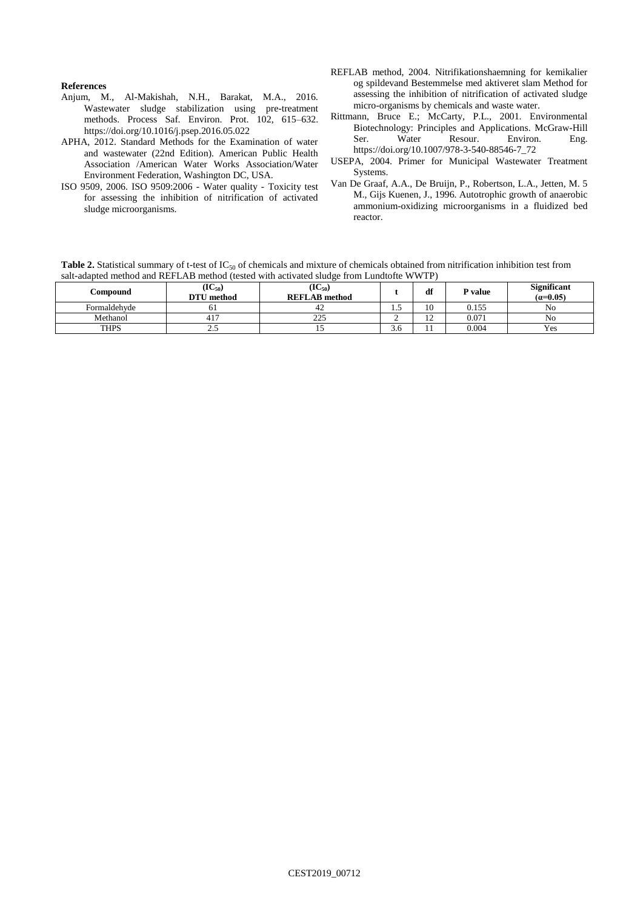**References**

Anjum, M., Al-Makishah, N.H., Barakat, M.A., 2016. Wastewater sludge stabilization using pre-treatment methods. Process Saf. Environ. Prot. 102, 615–632. https://doi.org/10.1016/j.psep.2016.05.022

APHA, 2012. Standard Methods for the Examination of water and wastewater (22nd Edition). American Public Health Association /American Water Works Association/Water Environment Federation, Washington DC, USA.

ISO 9509, 2006. ISO 9509:2006 - Water quality - Toxicity test for assessing the inhibition of nitrification of activated sludge microorganisms.

REFLAB method, 2004. Nitrifikationshaemning for kemikalier og spildevand Bestemmelse med aktiveret slam Method for assessing the inhibition of nitrification of activated sludge micro-organisms by chemicals and waste water.

Rittmann, Bruce E.; McCarty, P.L., 2001. Environmental Biotechnology: Principles and Applications. McGraw-Hill Ser. Water Resour. Environ. Eng. https://doi.org/10.1007/978-3-540-88546-7_72

USEPA, 2004. Primer for Municipal Wastewater Treatment Systems.

Van De Graaf, A.A., De Bruijn, P., Robertson, L.A., Jetten, M. 5 M., Gijs Kuenen, J., 1996. Autotrophic growth of anaerobic ammonium-oxidizing microorganisms in a fluidized bed reactor.

**Table 2.** Statistical summary of t-test of $IC_{50}$ of chemicals and mixture of chemicals obtained from nitrification inhibition test from salt-adapted method and REFLAB method (tested with activated sludge from Lundtofte WWTP)

| Compound | ($IC_{50}$) DTU method | ($IC_{50}$) REFLAB method | t | df | P value | Significant ($\alpha$=0.05) |
|---|---|---|---|---|---|---|
| Formaldehyde | 61 | 42 | 1.5 | 10 | 0.155 | No |
| Methanol | 417 | 225 | 2 | 12 | 0.071 | No |
| THPS | 2.5 | 15 | 3.6 | 11 | 0.004 | Yes |